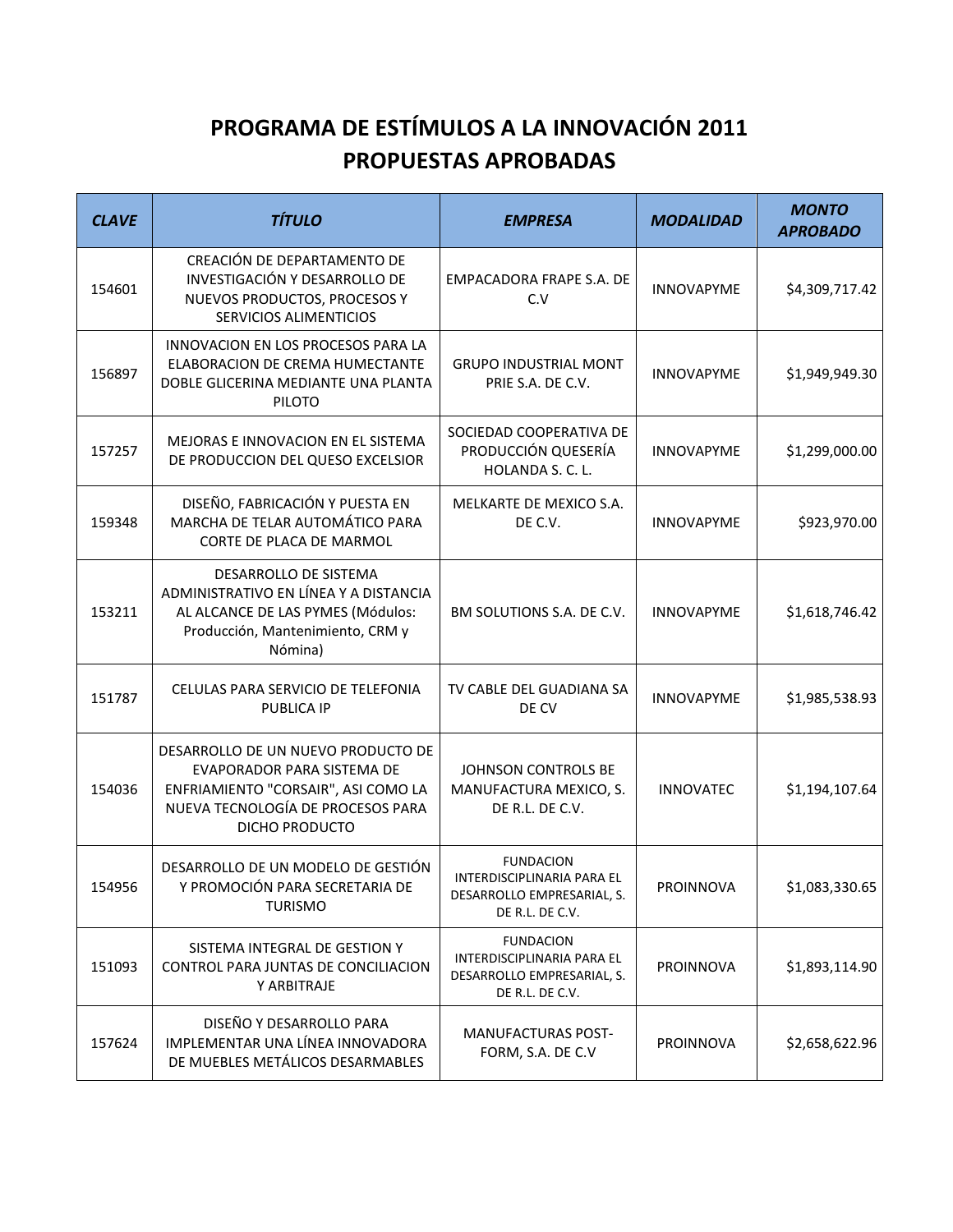# PROGRAMA DE ESTÍMULOS A LA INNOVACIÓN 2011
# PROPUESTAS APROBADAS

| *CLAVE* | *TÍTULO* | *EMPRESA* | *MODALIDAD* | *MONTO APROBADO* |
|---|---|---|---|---|
| 154601 | CREACIÓN DE DEPARTAMENTO DE INVESTIGACIÓN Y DESARROLLO DE NUEVOS PRODUCTOS, PROCESOS Y SERVICIOS ALIMENTICIOS | EMPACADORA FRAPE S.A. DE C.V | INNOVAPYME | $4,309,717.42 |
| 156897 | INNOVACION EN LOS PROCESOS PARA LA ELABORACION DE CREMA HUMECTANTE DOBLE GLICERINA MEDIANTE UNA PLANTA PILOTO | GRUPO INDUSTRIAL MONT PRIE S.A. DE C.V. | INNOVAPYME | $1,949,949.30 |
| 157257 | MEJORAS E INNOVACION EN EL SISTEMA DE PRODUCCION DEL QUESO EXCELSIOR | SOCIEDAD COOPERATIVA DE PRODUCCIÓN QUESERÍA HOLANDA S. C. L. | INNOVAPYME | $1,299,000.00 |
| 159348 | DISEÑO, FABRICACIÓN Y PUESTA EN MARCHA DE TELAR AUTOMÁTICO PARA CORTE DE PLACA DE MARMOL | MELKARTE DE MEXICO S.A. DE C.V. | INNOVAPYME | $923,970.00 |
| 153211 | DESARROLLO DE SISTEMA ADMINISTRATIVO EN LÍNEA Y A DISTANCIA AL ALCANCE DE LAS PYMES (Módulos: Producción, Mantenimiento, CRM y Nómina) | BM SOLUTIONS S.A. DE C.V. | INNOVAPYME | $1,618,746.42 |
| 151787 | CELULAS PARA SERVICIO DE TELEFONIA PUBLICA IP | TV CABLE DEL GUADIANA SA DE CV | INNOVAPYME | $1,985,538.93 |
| 154036 | DESARROLLO DE UN NUEVO PRODUCTO DE EVAPORADOR PARA SISTEMA DE ENFRIAMIENTO "CORSAIR", ASI COMO LA NUEVA TECNOLOGÍA DE PROCESOS PARA DICHO PRODUCTO | JOHNSON CONTROLS BE MANUFACTURA MEXICO, S. DE R.L. DE C.V. | INNOVATEC | $1,194,107.64 |
| 154956 | DESARROLLO DE UN MODELO DE GESTIÓN Y PROMOCIÓN PARA SECRETARIA DE TURISMO | FUNDACION INTERDISCIPLINARIA PARA EL DESARROLLO EMPRESARIAL, S. DE R.L. DE C.V. | PROINNOVA | $1,083,330.65 |
| 151093 | SISTEMA INTEGRAL DE GESTION Y CONTROL PARA JUNTAS DE CONCILIACION Y ARBITRAJE | FUNDACION INTERDISCIPLINARIA PARA EL DESARROLLO EMPRESARIAL, S. DE R.L. DE C.V. | PROINNOVA | $1,893,114.90 |
| 157624 | DISEÑO Y DESARROLLO PARA IMPLEMENTAR UNA LÍNEA INNOVADORA DE MUEBLES METÁLICOS DESARMABLES | MANUFACTURAS POST-FORM, S.A. DE C.V | PROINNOVA | $2,658,622.96 |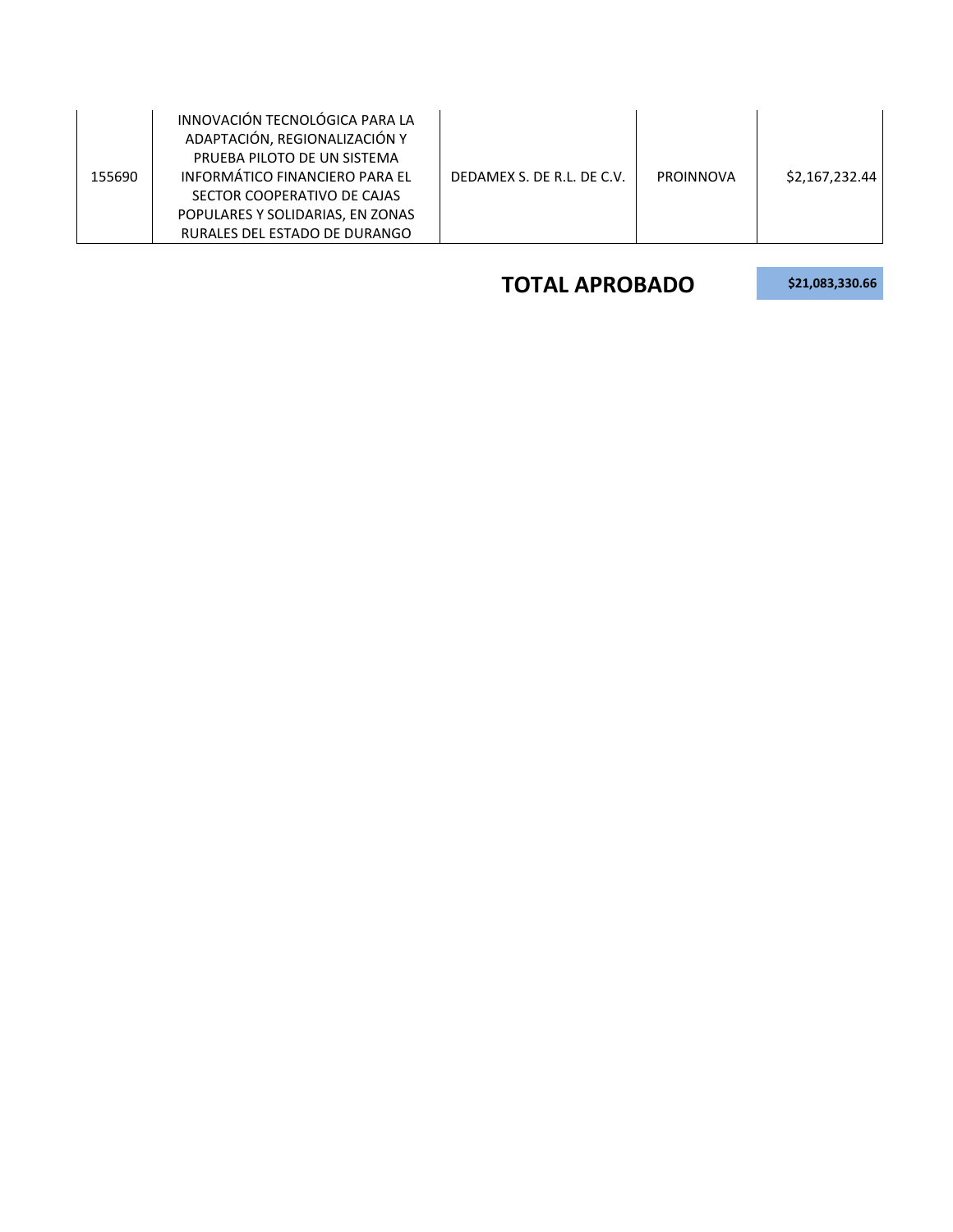| | | | | |
|---|---|---|---|---|
| 155690 | INNOVACIÓN TECNOLÓGICA PARA LA ADAPTACIÓN, REGIONALIZACIÓN Y PRUEBA PILOTO DE UN SISTEMA INFORMÁTICO FINANCIERO PARA EL SECTOR COOPERATIVO DE CAJAS POPULARES Y SOLIDARIAS, EN ZONAS RURALES DEL ESTADO DE DURANGO | DEDAMEX S. DE R.L. DE C.V. | PROINNOVA | $2,167,232.44 |

**TOTAL APROBADO** **$21,083,330.66**